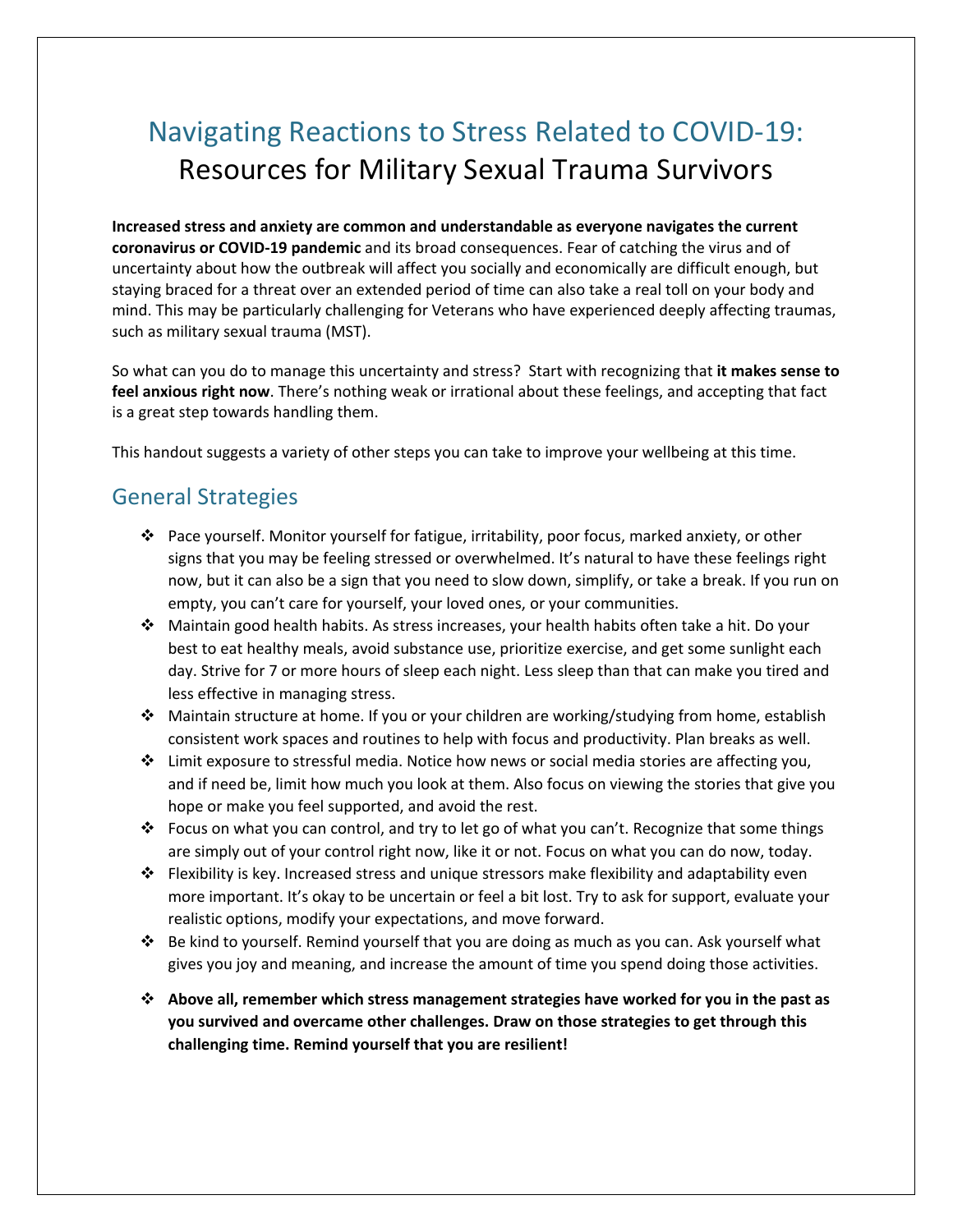# Navigating Reactions to Stress Related to COVID-19: Resources for Military Sexual Trauma Survivors

**Increased stress and anxiety are common and understandable as everyone navigates the current coronavirus or COVID-19 pandemic** and its broad consequences. Fear of catching the virus and of uncertainty about how the outbreak will affect you socially and economically are difficult enough, but staying braced for a threat over an extended period of time can also take a real toll on your body and mind. This may be particularly challenging for Veterans who have experienced deeply affecting traumas, such as military sexual trauma (MST).

So what can you do to manage this uncertainty and stress? Start with recognizing that **it makes sense to feel anxious right now**. There's nothing weak or irrational about these feelings, and accepting that fact is a great step towards handling them.

This handout suggests a variety of other steps you can take to improve your wellbeing at this time.

## General Strategies

- Pace yourself. Monitor yourself for fatigue, irritability, poor focus, marked anxiety, or other signs that you may be feeling stressed or overwhelmed. It's natural to have these feelings right now, but it can also be a sign that you need to slow down, simplify, or take a break. If you run on empty, you can't care for yourself, your loved ones, or your communities.
- Maintain good health habits. As stress increases, your health habits often take a hit. Do your best to eat healthy meals, avoid substance use, prioritize exercise, and get some sunlight each day. Strive for 7 or more hours of sleep each night. Less sleep than that can make you tired and less effective in managing stress.
- Maintain structure at home. If you or your children are working/studying from home, establish consistent work spaces and routines to help with focus and productivity. Plan breaks as well.
- Limit exposure to stressful media. Notice how news or social media stories are affecting you, and if need be, limit how much you look at them. Also focus on viewing the stories that give you hope or make you feel supported, and avoid the rest.
- Focus on what you can control, and try to let go of what you can't. Recognize that some things are simply out of your control right now, like it or not. Focus on what you can do now, today.
- Flexibility is key. Increased stress and unique stressors make flexibility and adaptability even more important. It's okay to be uncertain or feel a bit lost. Try to ask for support, evaluate your realistic options, modify your expectations, and move forward.
- Be kind to yourself. Remind yourself that you are doing as much as you can. Ask yourself what gives you joy and meaning, and increase the amount of time you spend doing those activities.
- **Above all, remember which stress management strategies have worked for you in the past as you survived and overcame other challenges. Draw on those strategies to get through this challenging time. Remind yourself that you are resilient!**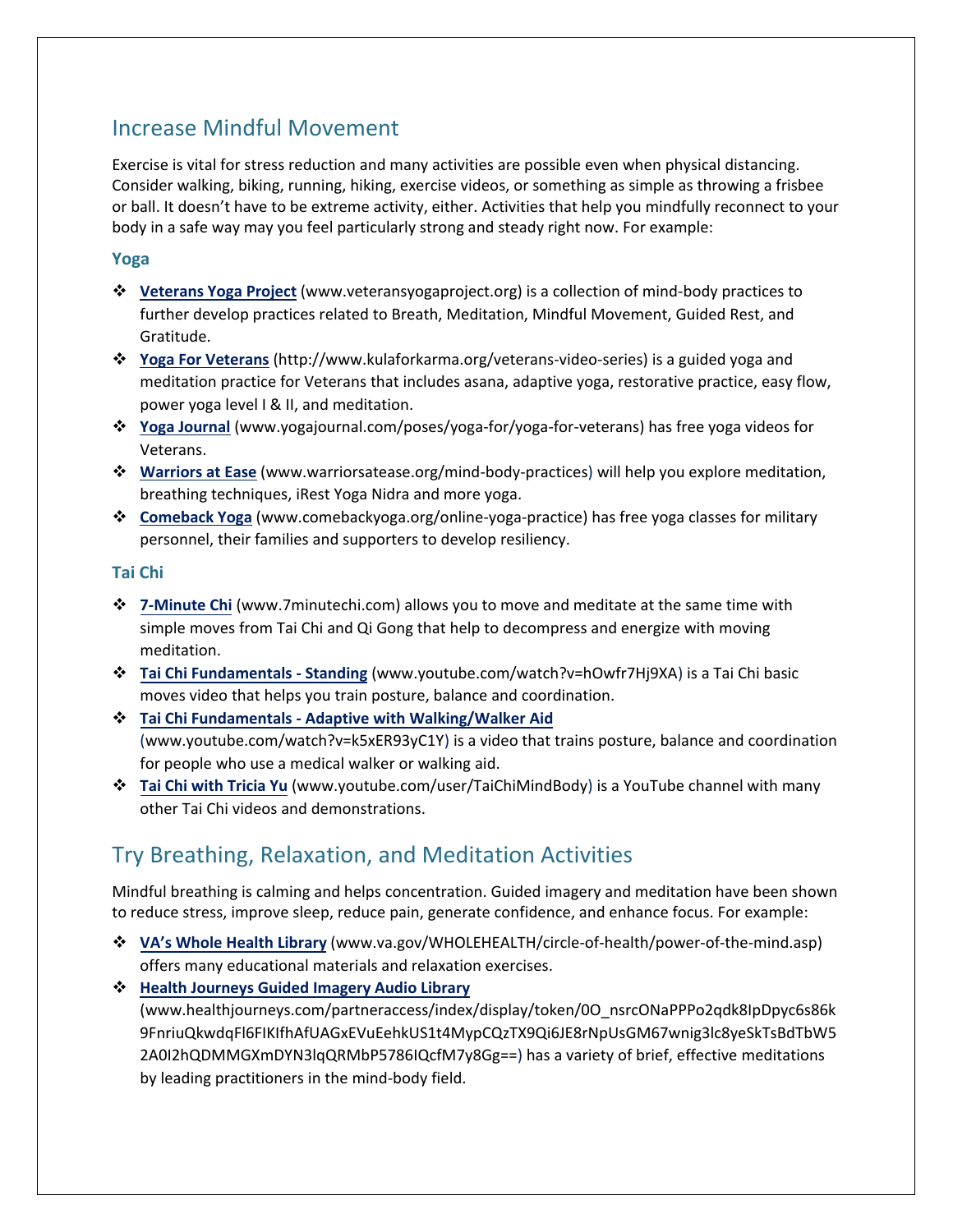## Increase Mindful Movement

Exercise is vital for stress reduction and many activities are possible even when physical distancing. Consider walking, biking, running, hiking, exercise videos, or something as simple as throwing a frisbee or ball. It doesn't have to be extreme activity, either. Activities that help you mindfully reconnect to your body in a safe way may you feel particularly strong and steady right now. For example:

### Yoga

- **Veterans Yoga Project** (www.veteransyogaproject.org) is a collection of mind-body practices to further develop practices related to Breath, Meditation, Mindful Movement, Guided Rest, and Gratitude.
- **Yoga For Veterans** (http://www.kulaforkarma.org/veterans-video-series) is a guided yoga and meditation practice for Veterans that includes asana, adaptive yoga, restorative practice, easy flow, power yoga level I & II, and meditation.
- **Yoga Journal** (www.yogajournal.com/poses/yoga-for/yoga-for-veterans) has free yoga videos for Veterans.
- **Warriors at Ease** (www.warriorsatease.org/mind-body-practices) will help you explore meditation, breathing techniques, iRest Yoga Nidra and more yoga.
- **Comeback Yoga** (www.comebackyoga.org/online-yoga-practice) has free yoga classes for military personnel, their families and supporters to develop resiliency.

### Tai Chi

- **7-Minute Chi** (www.7minutechi.com) allows you to move and meditate at the same time with simple moves from Tai Chi and Qi Gong that help to decompress and energize with moving meditation.
- **Tai Chi Fundamentals - Standing** (www.youtube.com/watch?v=hOwfr7Hj9XA) is a Tai Chi basic moves video that helps you train posture, balance and coordination.
- **Tai Chi Fundamentals - Adaptive with Walking/Walker Aid** (www.youtube.com/watch?v=k5xER93yC1Y) is a video that trains posture, balance and coordination for people who use a medical walker or walking aid.
- **Tai Chi with Tricia Yu** (www.youtube.com/user/TaiChiMindBody) is a YouTube channel with many other Tai Chi videos and demonstrations.

## Try Breathing, Relaxation, and Meditation Activities

Mindful breathing is calming and helps concentration. Guided imagery and meditation have been shown to reduce stress, improve sleep, reduce pain, generate confidence, and enhance focus. For example:

- **VA's Whole Health Library** (www.va.gov/WHOLEHEALTH/circle-of-health/power-of-the-mind.asp) offers many educational materials and relaxation exercises.
- **Health Journeys Guided Imagery Audio Library** (www.healthjourneys.com/partneraccess/index/display/token/0O_nsrcONaPPPo2qdk8IpDpyc6s86k9FnriuQkwdqFl6FIKIfhAfUAGxEVuEehkUS1t4MypCQzTX9Qi6JE8rNpUsGM67wnig3lc8yeSkTsBdTbW52A0I2hQDMMGXmDYN3lqQRMbP5786IQcfM7y8Gg==) has a variety of brief, effective meditations by leading practitioners in the mind-body field.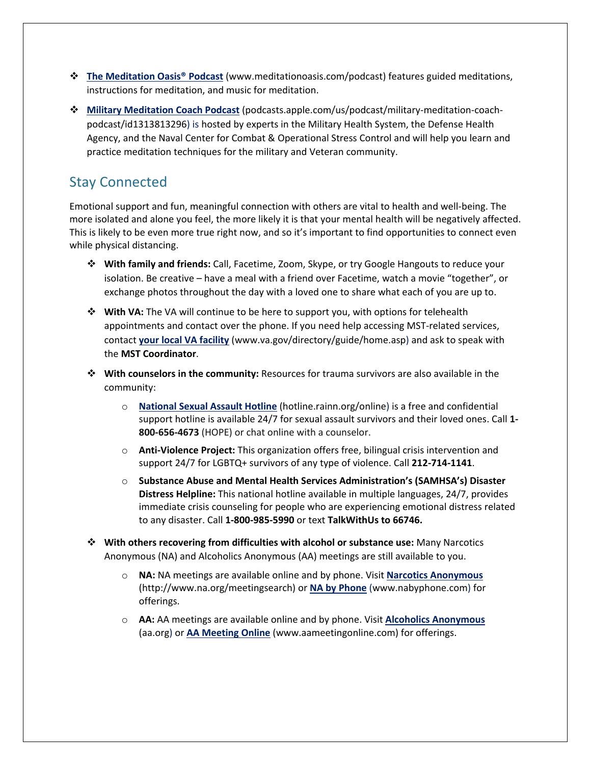- **The Meditation Oasis® Podcast** (www.meditationoasis.com/podcast) features guided meditations, instructions for meditation, and music for meditation.

- **Military Meditation Coach Podcast** (podcasts.apple.com/us/podcast/military-meditation-coach-podcast/id1313813296) is hosted by experts in the Military Health System, the Defense Health Agency, and the Naval Center for Combat & Operational Stress Control and will help you learn and practice meditation techniques for the military and Veteran community.

## Stay Connected

Emotional support and fun, meaningful connection with others are vital to health and well-being. The more isolated and alone you feel, the more likely it is that your mental health will be negatively affected. This is likely to be even more true right now, and so it's important to find opportunities to connect even while physical distancing.

- **With family and friends:** Call, Facetime, Zoom, Skype, or try Google Hangouts to reduce your isolation. Be creative – have a meal with a friend over Facetime, watch a movie "together", or exchange photos throughout the day with a loved one to share what each of you are up to.

- **With VA:** The VA will continue to be here to support you, with options for telehealth appointments and contact over the phone. If you need help accessing MST-related services, contact **your local VA facility** (www.va.gov/directory/guide/home.asp) and ask to speak with the **MST Coordinator**.

- **With counselors in the community:** Resources for trauma survivors are also available in the community:
  - **National Sexual Assault Hotline** (hotline.rainn.org/online) is a free and confidential support hotline is available 24/7 for sexual assault survivors and their loved ones. Call **1-800-656-4673** (HOPE) or chat online with a counselor.
  - **Anti-Violence Project:** This organization offers free, bilingual crisis intervention and support 24/7 for LGBTQ+ survivors of any type of violence. Call **212-714-1141**.
  - **Substance Abuse and Mental Health Services Administration's (SAMHSA's) Disaster Distress Helpline:** This national hotline available in multiple languages, 24/7, provides immediate crisis counseling for people who are experiencing emotional distress related to any disaster. Call **1-800-985-5990** or text **TalkWithUs to 66746.**

- **With others recovering from difficulties with alcohol or substance use:** Many Narcotics Anonymous (NA) and Alcoholics Anonymous (AA) meetings are still available to you.
  - **NA:** NA meetings are available online and by phone. Visit **Narcotics Anonymous** (http://www.na.org/meetingsearch) or **NA by Phone** (www.nabyphone.com) for offerings.
  - **AA:** AA meetings are available online and by phone. Visit **Alcoholics Anonymous** (aa.org) or **AA Meeting Online** (www.aameetingonline.com) for offerings.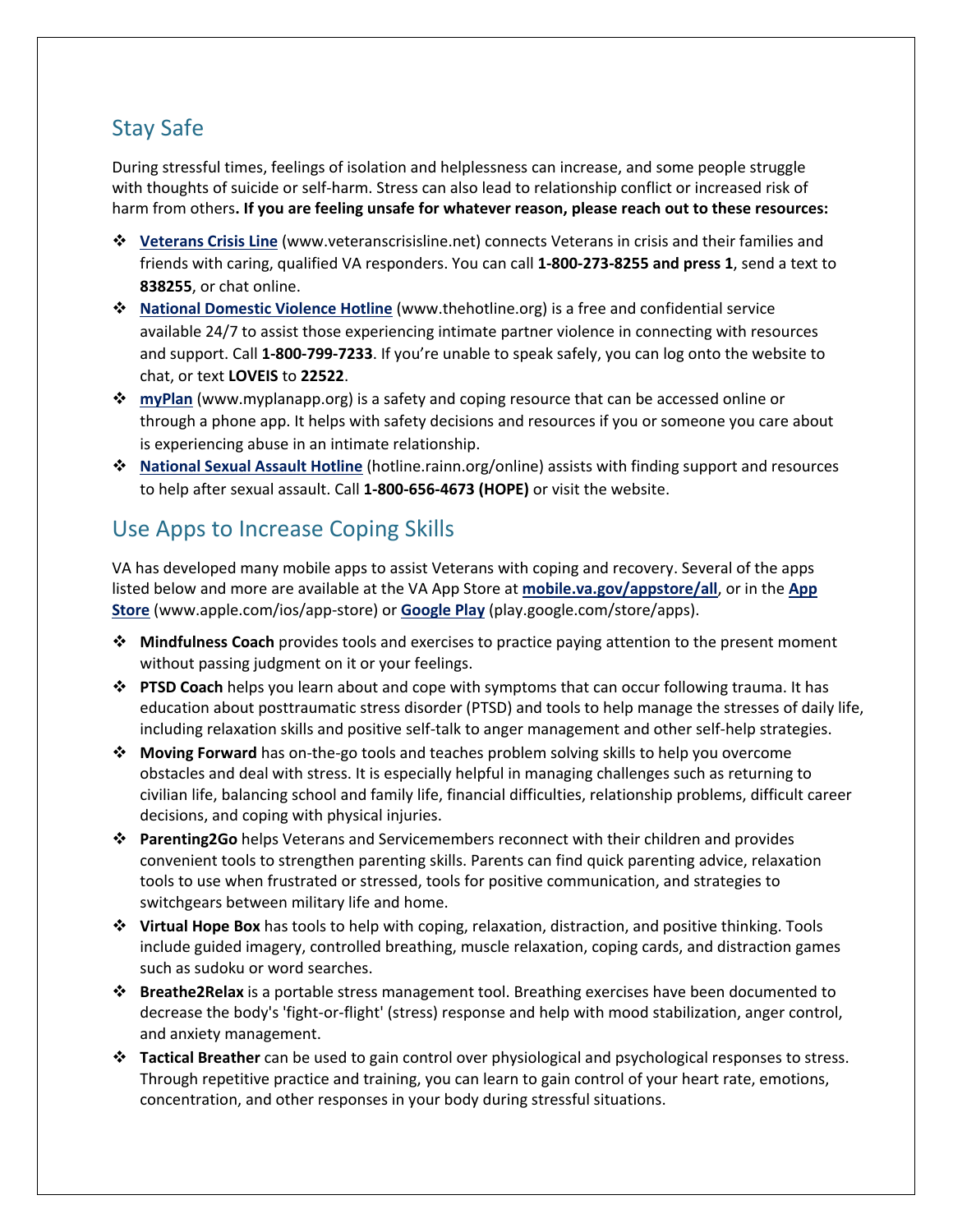## Stay Safe

During stressful times, feelings of isolation and helplessness can increase, and some people struggle with thoughts of suicide or self-harm. Stress can also lead to relationship conflict or increased risk of harm from others**. If you are feeling unsafe for whatever reason, please reach out to these resources:**

- **Veterans Crisis Line** (www.veteranscrisisline.net) connects Veterans in crisis and their families and friends with caring, qualified VA responders. You can call **1-800-273-8255 and press 1**, send a text to **838255**, or chat online.
- **National Domestic Violence Hotline** (www.thehotline.org) is a free and confidential service available 24/7 to assist those experiencing intimate partner violence in connecting with resources and support. Call **1-800-799-7233**. If you're unable to speak safely, you can log onto the website to chat, or text **LOVEIS** to **22522**.
- **myPlan** (www.myplanapp.org) is a safety and coping resource that can be accessed online or through a phone app. It helps with safety decisions and resources if you or someone you care about is experiencing abuse in an intimate relationship.
- **National Sexual Assault Hotline** (hotline.rainn.org/online) assists with finding support and resources to help after sexual assault. Call **1-800-656-4673 (HOPE)** or visit the website.

## Use Apps to Increase Coping Skills

VA has developed many mobile apps to assist Veterans with coping and recovery. Several of the apps listed below and more are available at the VA App Store at **mobile.va.gov/appstore/all**, or in the **App Store** (www.apple.com/ios/app-store) or **Google Play** (play.google.com/store/apps).

- **Mindfulness Coach** provides tools and exercises to practice paying attention to the present moment without passing judgment on it or your feelings.
- **PTSD Coach** helps you learn about and cope with symptoms that can occur following trauma. It has education about posttraumatic stress disorder (PTSD) and tools to help manage the stresses of daily life, including relaxation skills and positive self-talk to anger management and other self-help strategies.
- **Moving Forward** has on-the-go tools and teaches problem solving skills to help you overcome obstacles and deal with stress. It is especially helpful in managing challenges such as returning to civilian life, balancing school and family life, financial difficulties, relationship problems, difficult career decisions, and coping with physical injuries.
- **Parenting2Go** helps Veterans and Servicemembers reconnect with their children and provides convenient tools to strengthen parenting skills. Parents can find quick parenting advice, relaxation tools to use when frustrated or stressed, tools for positive communication, and strategies to switchgears between military life and home.
- **Virtual Hope Box** has tools to help with coping, relaxation, distraction, and positive thinking. Tools include guided imagery, controlled breathing, muscle relaxation, coping cards, and distraction games such as sudoku or word searches.
- **Breathe2Relax** is a portable stress management tool. Breathing exercises have been documented to decrease the body's 'fight-or-flight' (stress) response and help with mood stabilization, anger control, and anxiety management.
- **Tactical Breather** can be used to gain control over physiological and psychological responses to stress. Through repetitive practice and training, you can learn to gain control of your heart rate, emotions, concentration, and other responses in your body during stressful situations.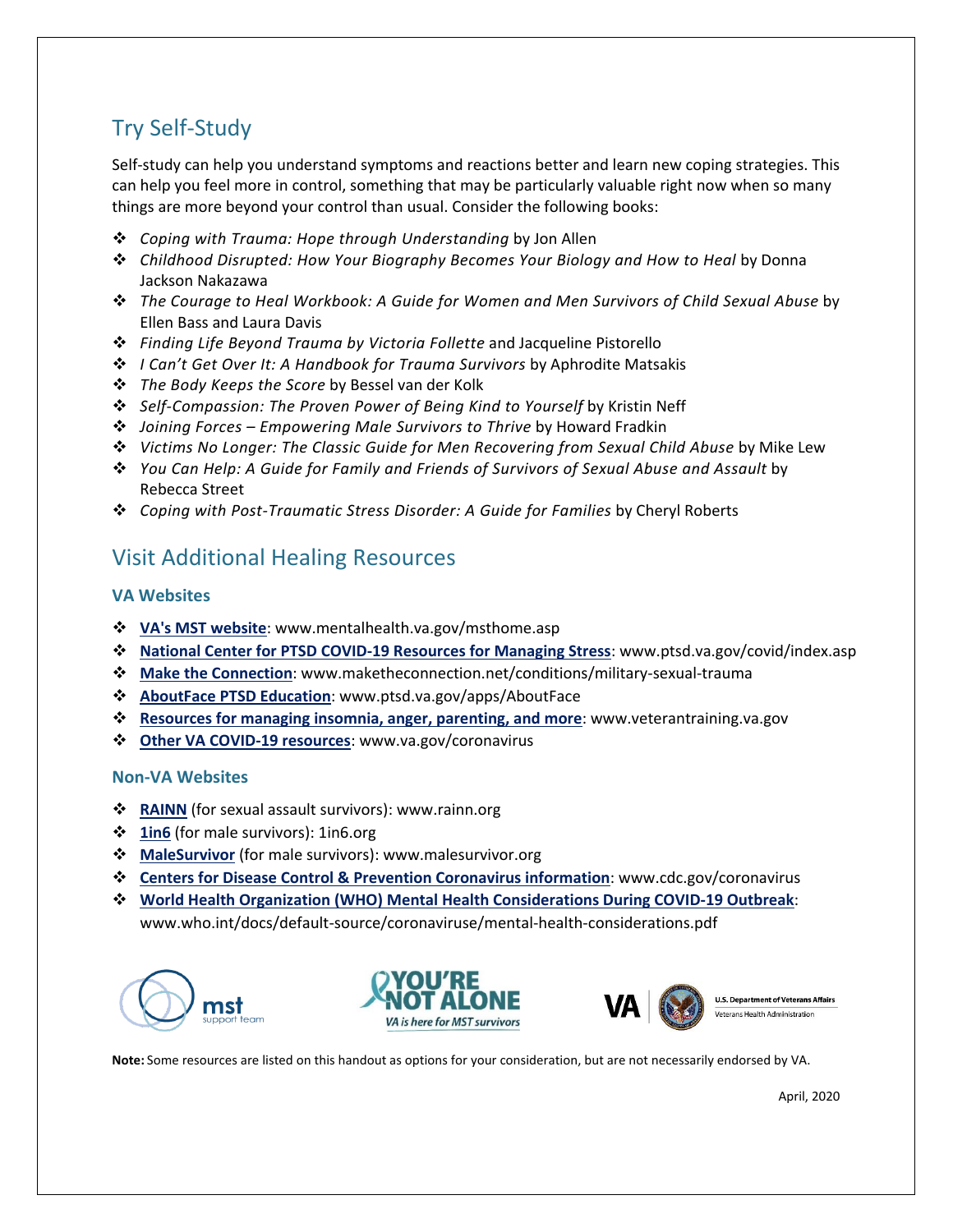## Try Self-Study

Self-study can help you understand symptoms and reactions better and learn new coping strategies. This can help you feel more in control, something that may be particularly valuable right now when so many things are more beyond your control than usual. Consider the following books:

- *Coping with Trauma: Hope through Understanding* by Jon Allen
- *Childhood Disrupted: How Your Biography Becomes Your Biology and How to Heal* by Donna Jackson Nakazawa
- *The Courage to Heal Workbook: A Guide for Women and Men Survivors of Child Sexual Abuse* by Ellen Bass and Laura Davis
- *Finding Life Beyond Trauma by Victoria Follette* and Jacqueline Pistorello
- *I Can't Get Over It: A Handbook for Trauma Survivors* by Aphrodite Matsakis
- *The Body Keeps the Score* by Bessel van der Kolk
- *Self-Compassion: The Proven Power of Being Kind to Yourself* by Kristin Neff
- *Joining Forces – Empowering Male Survivors to Thrive* by Howard Fradkin
- *Victims No Longer: The Classic Guide for Men Recovering from Sexual Child Abuse* by Mike Lew
- *You Can Help: A Guide for Family and Friends of Survivors of Sexual Abuse and Assault* by Rebecca Street
- *Coping with Post-Traumatic Stress Disorder: A Guide for Families* by Cheryl Roberts

## Visit Additional Healing Resources

### VA Websites

- **VA's MST website**: www.mentalhealth.va.gov/msthome.asp
- **National Center for PTSD COVID-19 Resources for Managing Stress**: www.ptsd.va.gov/covid/index.asp
- **Make the Connection**: www.maketheconnection.net/conditions/military-sexual-trauma
- **AboutFace PTSD Education**: www.ptsd.va.gov/apps/AboutFace
- **Resources for managing insomnia, anger, parenting, and more**: www.veterantraining.va.gov
- **Other VA COVID-19 resources**: www.va.gov/coronavirus

### Non-VA Websites

- **RAINN** (for sexual assault survivors): www.rainn.org
- **1in6** (for male survivors): 1in6.org
- **MaleSurvivor** (for male survivors): www.malesurvivor.org
- **Centers for Disease Control & Prevention Coronavirus information**: www.cdc.gov/coronavirus
- **World Health Organization (WHO) Mental Health Considerations During COVID-19 Outbreak**: www.who.int/docs/default-source/coronaviruse/mental-health-considerations.pdf

mst support team

YOU'RE NOT ALONE
VA is here for MST survivors

VA | U.S. Department of Veterans Affairs
Veterans Health Administration

**Note:** Some resources are listed on this handout as options for your consideration, but are not necessarily endorsed by VA.

April, 2020